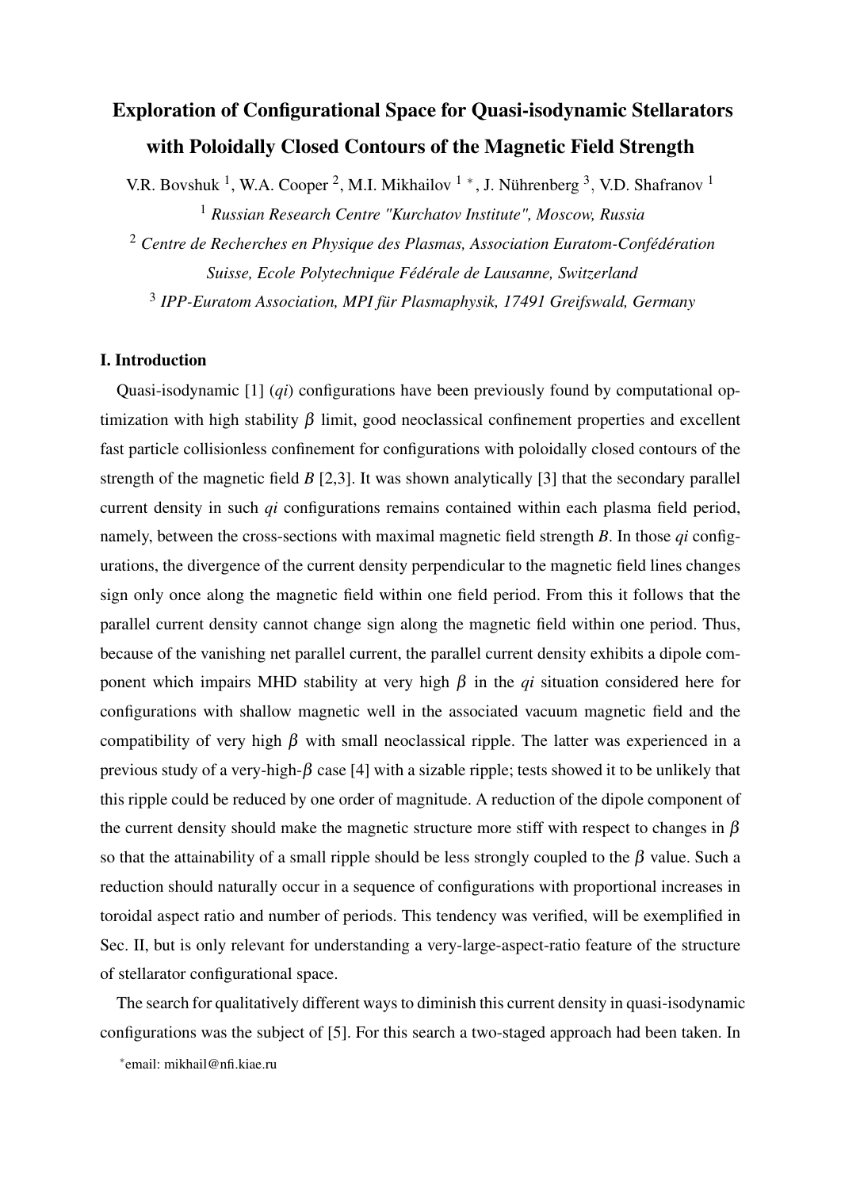# Exploration of Configurational Space for Quasi-isodynamic Stellarators with Poloidally Closed Contours of the Magnetic Field Strength

V.R. Bovshuk [1], W.A. Cooper [2], M.I. Mikhailov [1] *, J. Nührenberg [3], V.D. Shafranov [1]

[1] *Russian Research Centre "Kurchatov Institute", Moscow, Russia*

[2] *Centre de Recherches en Physique des Plasmas, Association Euratom-Confédération Suisse, Ecole Polytechnique Fédérale de Lausanne, Switzerland*

[3] *IPP-Euratom Association, MPI für Plasmaphysik, 17491 Greifswald, Germany*

## I. Introduction

Quasi-isodynamic [1] (*qi*) configurations have been previously found by computational optimization with high stability $\beta$ limit, good neoclassical confinement properties and excellent fast particle collisionless confinement for configurations with poloidally closed contours of the strength of the magnetic field $B$ [2,3]. It was shown analytically [3] that the secondary parallel current density in such *qi* configurations remains contained within each plasma field period, namely, between the cross-sections with maximal magnetic field strength $B$. In those *qi* configurations, the divergence of the current density perpendicular to the magnetic field lines changes sign only once along the magnetic field within one field period. From this it follows that the parallel current density cannot change sign along the magnetic field within one period. Thus, because of the vanishing net parallel current, the parallel current density exhibits a dipole component which impairs MHD stability at very high $\beta$ in the *qi* situation considered here for configurations with shallow magnetic well in the associated vacuum magnetic field and the compatibility of very high $\beta$ with small neoclassical ripple. The latter was experienced in a previous study of a very-high-$\beta$ case [4] with a sizable ripple; tests showed it to be unlikely that this ripple could be reduced by one order of magnitude. A reduction of the dipole component of the current density should make the magnetic structure more stiff with respect to changes in $\beta$ so that the attainability of a small ripple should be less strongly coupled to the $\beta$ value. Such a reduction should naturally occur in a sequence of configurations with proportional increases in toroidal aspect ratio and number of periods. This tendency was verified, will be exemplified in Sec. II, but is only relevant for understanding a very-large-aspect-ratio feature of the structure of stellarator configurational space.

The search for qualitatively different ways to diminish this current density in quasi-isodynamic configurations was the subject of [5]. For this search a two-staged approach had been taken. In

*email: mikhail@nfi.kiae.ru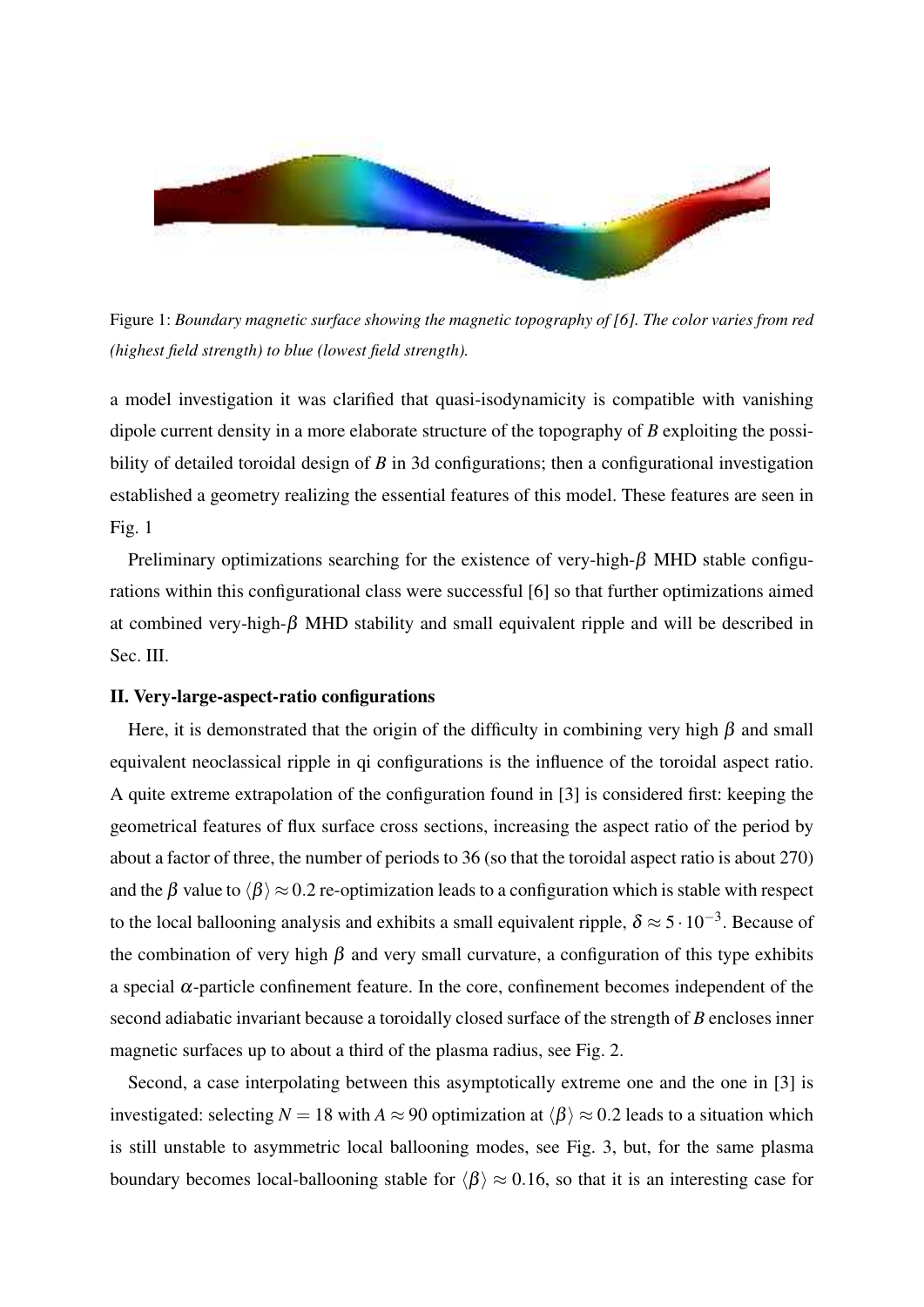Figure 1: *Boundary magnetic surface showing the magnetic topography of [6]. The color varies from red (highest field strength) to blue (lowest field strength).*

a model investigation it was clarified that quasi-isodynamicity is compatible with vanishing dipole current density in a more elaborate structure of the topography of $B$ exploiting the possibility of detailed toroidal design of $B$ in 3d configurations; then a configurational investigation established a geometry realizing the essential features of this model. These features are seen in Fig. 1

Preliminary optimizations searching for the existence of very-high-$\beta$ MHD stable configurations within this configurational class were successful [6] so that further optimizations aimed at combined very-high-$\beta$ MHD stability and small equivalent ripple and will be described in Sec. III.

**II. Very-large-aspect-ratio configurations**

Here, it is demonstrated that the origin of the difficulty in combining very high $\beta$ and small equivalent neoclassical ripple in qi configurations is the influence of the toroidal aspect ratio. A quite extreme extrapolation of the configuration found in [3] is considered first: keeping the geometrical features of flux surface cross sections, increasing the aspect ratio of the period by about a factor of three, the number of periods to 36 (so that the toroidal aspect ratio is about 270) and the $\beta$ value to $\langle\beta\rangle \approx 0.2$ re-optimization leads to a configuration which is stable with respect to the local ballooning analysis and exhibits a small equivalent ripple, $\delta \approx 5 \cdot 10^{-3}$. Because of the combination of very high $\beta$ and very small curvature, a configuration of this type exhibits a special $\alpha$-particle confinement feature. In the core, confinement becomes independent of the second adiabatic invariant because a toroidally closed surface of the strength of $B$ encloses inner magnetic surfaces up to about a third of the plasma radius, see Fig. 2.

Second, a case interpolating between this asymptotically extreme one and the one in [3] is investigated: selecting $N = 18$ with $A \approx 90$ optimization at $\langle\beta\rangle \approx 0.2$ leads to a situation which is still unstable to asymmetric local ballooning modes, see Fig. 3, but, for the same plasma boundary becomes local-ballooning stable for $\langle\beta\rangle \approx 0.16$, so that it is an interesting case for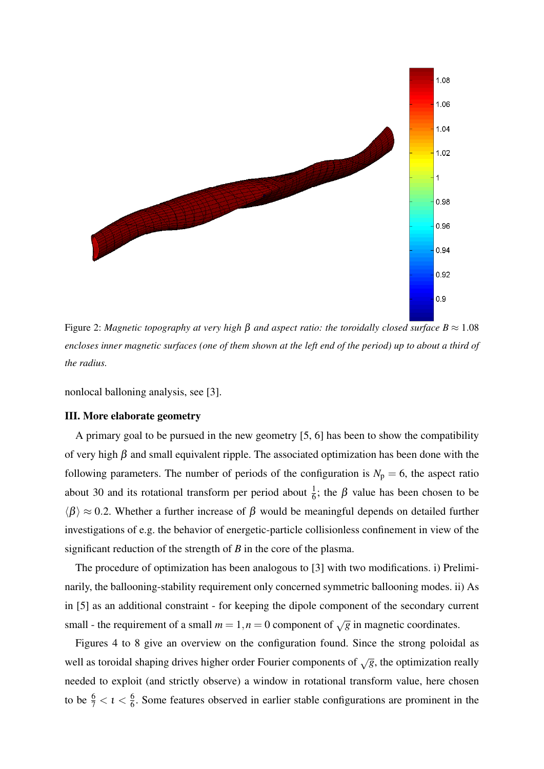Figure 2: *Magnetic topography at very high $\beta$ and aspect ratio: the toroidally closed surface $B \approx 1.08$ encloses inner magnetic surfaces (one of them shown at the left end of the period) up to about a third of the radius.*

nonlocal balloning analysis, see [3].

### III. More elaborate geometry

A primary goal to be pursued in the new geometry [5, 6] has been to show the compatibility of very high $\beta$ and small equivalent ripple. The associated optimization has been done with the following parameters. The number of periods of the configuration is $N_{\rm p} = 6$, the aspect ratio about 30 and its rotational transform per period about $\frac{1}{6}$; the $\beta$ value has been chosen to be $\langle\beta\rangle \approx 0.2$. Whether a further increase of $\beta$ would be meaningful depends on detailed further investigations of e.g. the behavior of energetic-particle collisionless confinement in view of the significant reduction of the strength of $B$ in the core of the plasma.

The procedure of optimization has been analogous to [3] with two modifications. i) Preliminarily, the ballooning-stability requirement only concerned symmetric ballooning modes. ii) As in [5] as an additional constraint - for keeping the dipole component of the secondary current small - the requirement of a small $m = 1, n = 0$ component of $\sqrt{g}$ in magnetic coordinates.

Figures 4 to 8 give an overview on the configuration found. Since the strong poloidal as well as toroidal shaping drives higher order Fourier components of $\sqrt{g}$, the optimization really needed to exploit (and strictly observe) a window in rotational transform value, here chosen to be $\frac{6}{7} < \iota < \frac{6}{6}$. Some features observed in earlier stable configurations are prominent in the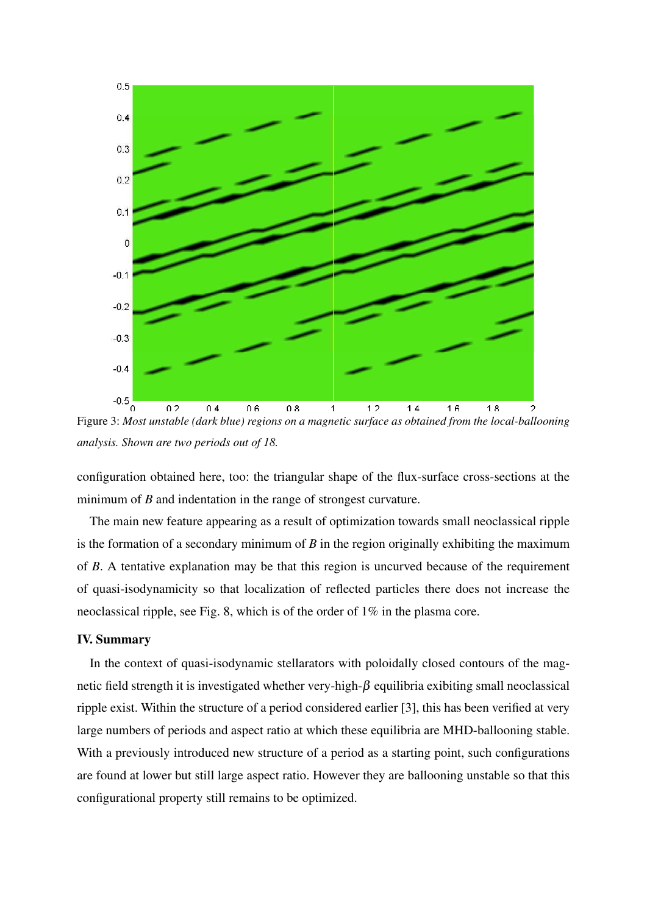Figure 3: *Most unstable (dark blue) regions on a magnetic surface as obtained from the local-ballooning analysis. Shown are two periods out of 18.*

configuration obtained here, too: the triangular shape of the flux-surface cross-sections at the minimum of $B$ and indentation in the range of strongest curvature.

The main new feature appearing as a result of optimization towards small neoclassical ripple is the formation of a secondary minimum of $B$ in the region originally exhibiting the maximum of $B$. A tentative explanation may be that this region is uncurved because of the requirement of quasi-isodynamicity so that localization of reflected particles there does not increase the neoclassical ripple, see Fig. 8, which is of the order of 1% in the plasma core.

## IV. Summary

In the context of quasi-isodynamic stellarators with poloidally closed contours of the magnetic field strength it is investigated whether very-high-$\beta$ equilibria exibiting small neoclassical ripple exist. Within the structure of a period considered earlier [3], this has been verified at very large numbers of periods and aspect ratio at which these equilibria are MHD-ballooning stable. With a previously introduced new structure of a period as a starting point, such configurations are found at lower but still large aspect ratio. However they are ballooning unstable so that this configurational property still remains to be optimized.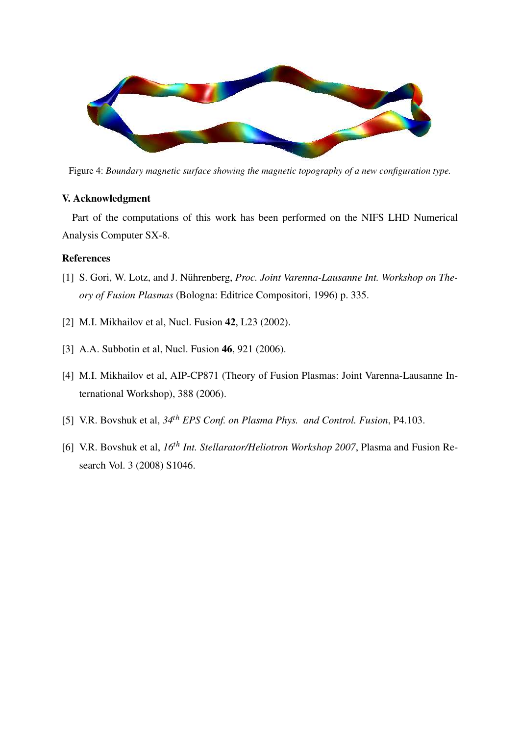Figure 4: *Boundary magnetic surface showing the magnetic topography of a new configuration type.*

### V. Acknowledgment

Part of the computations of this work has been performed on the NIFS LHD Numerical Analysis Computer SX-8.

### References

[1] S. Gori, W. Lotz, and J. Nührenberg, *Proc. Joint Varenna-Lausanne Int. Workshop on Theory of Fusion Plasmas* (Bologna: Editrice Compositori, 1996) p. 335.

[2] M.I. Mikhailov et al, Nucl. Fusion **42**, L23 (2002).

[3] A.A. Subbotin et al, Nucl. Fusion **46**, 921 (2006).

[4] M.I. Mikhailov et al, AIP-CP871 (Theory of Fusion Plasmas: Joint Varenna-Lausanne International Workshop), 388 (2006).

[5] V.R. Bovshuk et al, *34$^{th}$ EPS Conf. on Plasma Phys. and Control. Fusion*, P4.103.

[6] V.R. Bovshuk et al, *16$^{th}$ Int. Stellarator/Heliotron Workshop 2007*, Plasma and Fusion Research Vol. 3 (2008) S1046.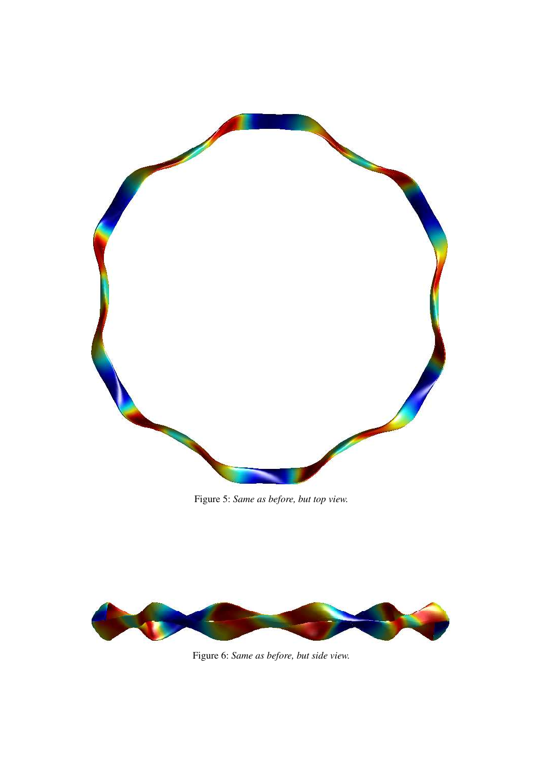Figure 5: *Same as before, but top view.*

Figure 6: *Same as before, but side view.*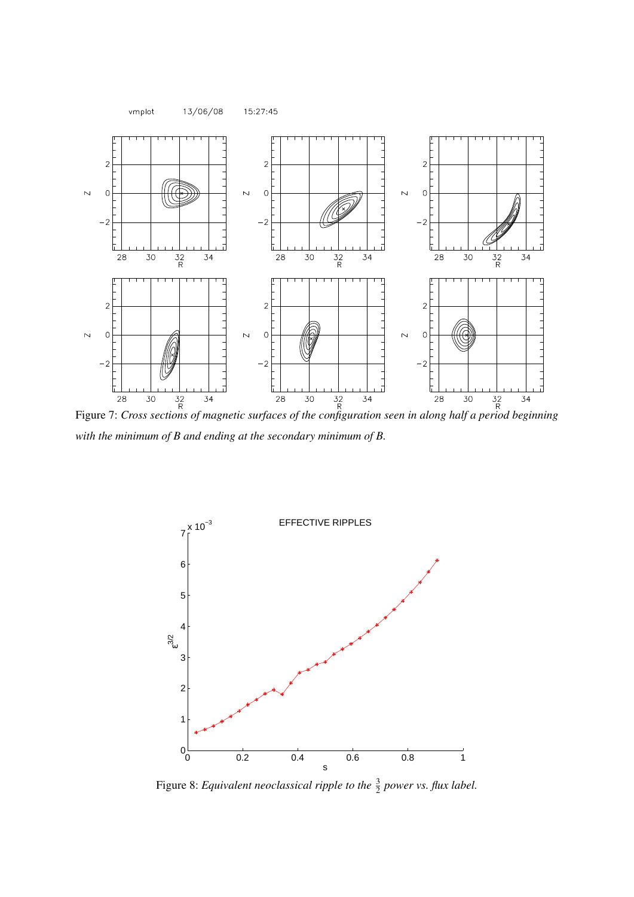vmplot 13/06/08 15:27:45

Z
2
0
−2
28 30 32 34
R

Figure 7: *Cross sections of magnetic surfaces of the configuration seen in along half a period beginning with the minimum of B and ending at the secondary minimum of B.*

EFFECTIVE RIPPLES

x $10^{-3}$

$\epsilon^{3/2}$

0
1
2
3
4
5
6
7

s

0 0.2 0.4 0.6 0.8 1

Figure 8: *Equivalent neoclassical ripple to the* $\frac{3}{2}$ *power vs. flux label.*